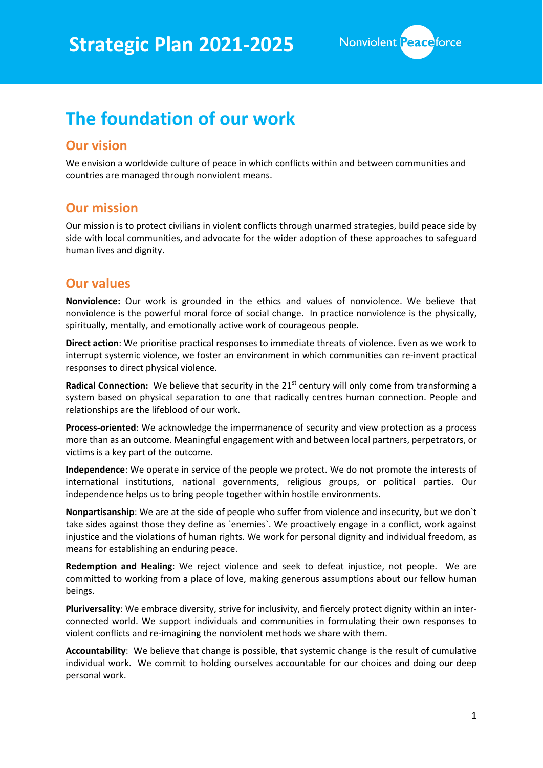# Strategic Plan 2021-2025

Nonviolent Peaceforce

## The foundation of our work

### Our vision

We envision a worldwide culture of peace in which conflicts within and between communities and countries are managed through nonviolent means.

### Our mission

Our mission is to protect civilians in violent conflicts through unarmed strategies, build peace side by side with local communities, and advocate for the wider adoption of these approaches to safeguard human lives and dignity.

### Our values

**Nonviolence:** Our work is grounded in the ethics and values of nonviolence. We believe that nonviolence is the powerful moral force of social change. In practice nonviolence is the physically, spiritually, mentally, and emotionally active work of courageous people.

**Direct action**: We prioritise practical responses to immediate threats of violence. Even as we work to interrupt systemic violence, we foster an environment in which communities can re-invent practical responses to direct physical violence.

**Radical Connection:** We believe that security in the 21st century will only come from transforming a system based on physical separation to one that radically centres human connection. People and relationships are the lifeblood of our work.

**Process-oriented**: We acknowledge the impermanence of security and view protection as a process more than as an outcome. Meaningful engagement with and between local partners, perpetrators, or victims is a key part of the outcome.

**Independence**: We operate in service of the people we protect. We do not promote the interests of international institutions, national governments, religious groups, or political parties. Our independence helps us to bring people together within hostile environments.

**Nonpartisanship**: We are at the side of people who suffer from violence and insecurity, but we don`t take sides against those they define as `enemies`. We proactively engage in a conflict, work against injustice and the violations of human rights. We work for personal dignity and individual freedom, as means for establishing an enduring peace.

**Redemption and Healing**: We reject violence and seek to defeat injustice, not people. We are committed to working from a place of love, making generous assumptions about our fellow human beings.

**Pluriversality**: We embrace diversity, strive for inclusivity, and fiercely protect dignity within an inter-connected world. We support individuals and communities in formulating their own responses to violent conflicts and re-imagining the nonviolent methods we share with them.

**Accountability**: We believe that change is possible, that systemic change is the result of cumulative individual work. We commit to holding ourselves accountable for our choices and doing our deep personal work.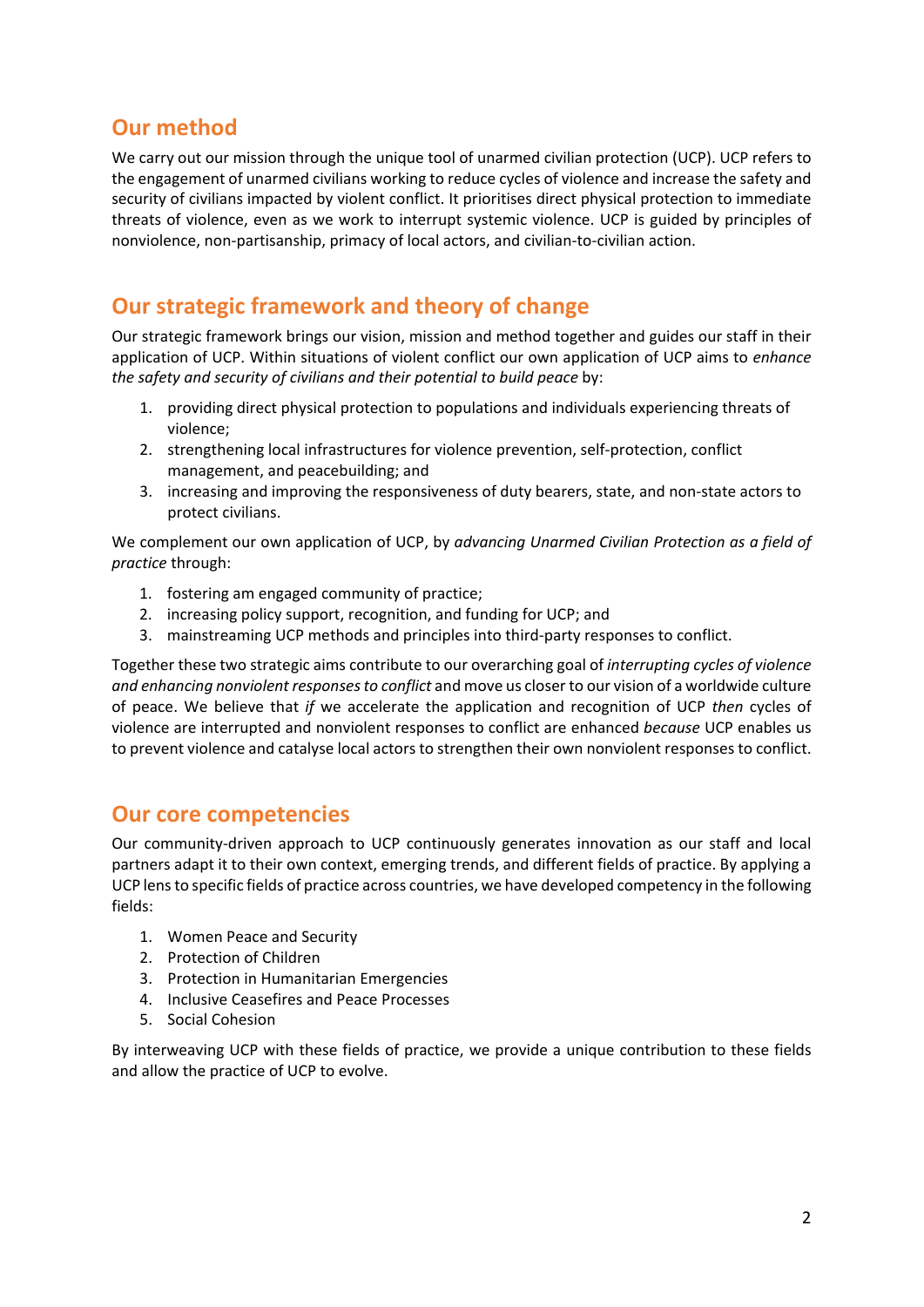## Our method

We carry out our mission through the unique tool of unarmed civilian protection (UCP). UCP refers to the engagement of unarmed civilians working to reduce cycles of violence and increase the safety and security of civilians impacted by violent conflict. It prioritises direct physical protection to immediate threats of violence, even as we work to interrupt systemic violence. UCP is guided by principles of nonviolence, non-partisanship, primacy of local actors, and civilian-to-civilian action.

## Our strategic framework and theory of change

Our strategic framework brings our vision, mission and method together and guides our staff in their application of UCP. Within situations of violent conflict our own application of UCP aims to *enhance the safety and security of civilians and their potential to build peace* by:

1. providing direct physical protection to populations and individuals experiencing threats of violence;
2. strengthening local infrastructures for violence prevention, self-protection, conflict management, and peacebuilding; and
3. increasing and improving the responsiveness of duty bearers, state, and non-state actors to protect civilians.

We complement our own application of UCP, by *advancing Unarmed Civilian Protection as a field of practice* through:

1. fostering am engaged community of practice;
2. increasing policy support, recognition, and funding for UCP; and
3. mainstreaming UCP methods and principles into third-party responses to conflict.

Together these two strategic aims contribute to our overarching goal of *interrupting cycles of violence and enhancing nonviolent responses to conflict* and move us closer to our vision of a worldwide culture of peace. We believe that *if* we accelerate the application and recognition of UCP *then* cycles of violence are interrupted and nonviolent responses to conflict are enhanced *because* UCP enables us to prevent violence and catalyse local actors to strengthen their own nonviolent responses to conflict.

## Our core competencies

Our community-driven approach to UCP continuously generates innovation as our staff and local partners adapt it to their own context, emerging trends, and different fields of practice. By applying a UCP lens to specific fields of practice across countries, we have developed competency in the following fields:

1. Women Peace and Security
2. Protection of Children
3. Protection in Humanitarian Emergencies
4. Inclusive Ceasefires and Peace Processes
5. Social Cohesion

By interweaving UCP with these fields of practice, we provide a unique contribution to these fields and allow the practice of UCP to evolve.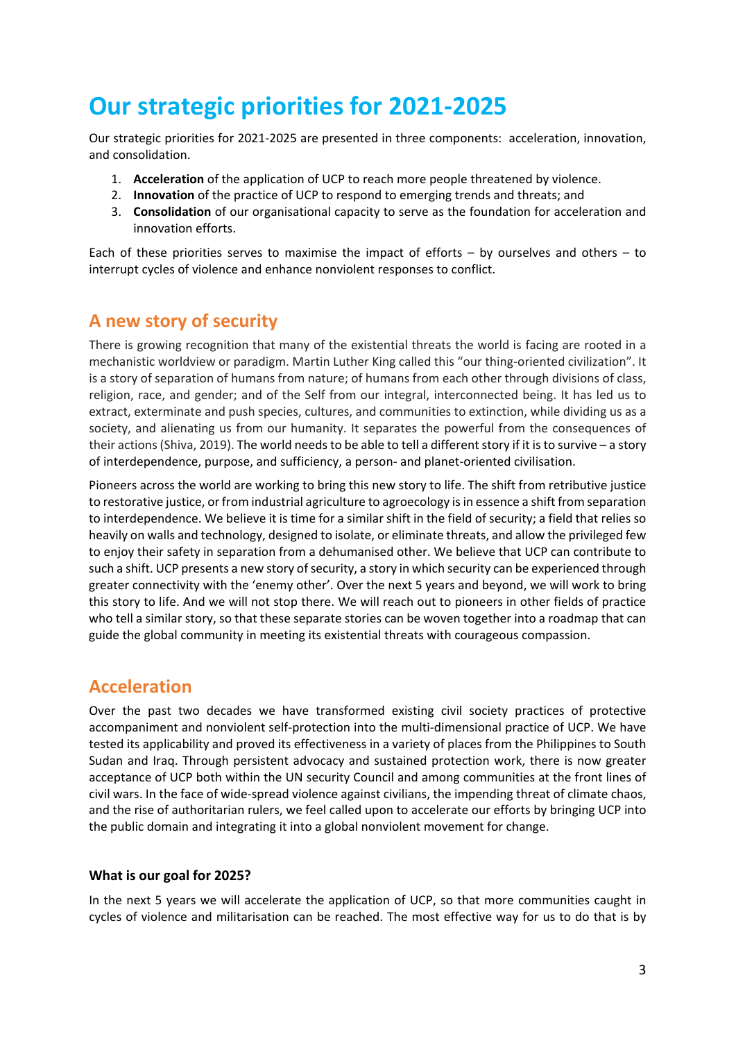# Our strategic priorities for 2021-2025

Our strategic priorities for 2021-2025 are presented in three components: acceleration, innovation, and consolidation.

1. **Acceleration** of the application of UCP to reach more people threatened by violence.
2. **Innovation** of the practice of UCP to respond to emerging trends and threats; and
3. **Consolidation** of our organisational capacity to serve as the foundation for acceleration and innovation efforts.

Each of these priorities serves to maximise the impact of efforts – by ourselves and others – to interrupt cycles of violence and enhance nonviolent responses to conflict.

## A new story of security

There is growing recognition that many of the existential threats the world is facing are rooted in a mechanistic worldview or paradigm. Martin Luther King called this "our thing-oriented civilization". It is a story of separation of humans from nature; of humans from each other through divisions of class, religion, race, and gender; and of the Self from our integral, interconnected being. It has led us to extract, exterminate and push species, cultures, and communities to extinction, while dividing us as a society, and alienating us from our humanity. It separates the powerful from the consequences of their actions (Shiva, 2019). The world needs to be able to tell a different story if it is to survive – a story of interdependence, purpose, and sufficiency, a person- and planet-oriented civilisation.

Pioneers across the world are working to bring this new story to life. The shift from retributive justice to restorative justice, or from industrial agriculture to agroecology is in essence a shift from separation to interdependence. We believe it is time for a similar shift in the field of security; a field that relies so heavily on walls and technology, designed to isolate, or eliminate threats, and allow the privileged few to enjoy their safety in separation from a dehumanised other. We believe that UCP can contribute to such a shift. UCP presents a new story of security, a story in which security can be experienced through greater connectivity with the 'enemy other'. Over the next 5 years and beyond, we will work to bring this story to life. And we will not stop there. We will reach out to pioneers in other fields of practice who tell a similar story, so that these separate stories can be woven together into a roadmap that can guide the global community in meeting its existential threats with courageous compassion.

## Acceleration

Over the past two decades we have transformed existing civil society practices of protective accompaniment and nonviolent self-protection into the multi-dimensional practice of UCP. We have tested its applicability and proved its effectiveness in a variety of places from the Philippines to South Sudan and Iraq. Through persistent advocacy and sustained protection work, there is now greater acceptance of UCP both within the UN security Council and among communities at the front lines of civil wars. In the face of wide-spread violence against civilians, the impending threat of climate chaos, and the rise of authoritarian rulers, we feel called upon to accelerate our efforts by bringing UCP into the public domain and integrating it into a global nonviolent movement for change.

### What is our goal for 2025?

In the next 5 years we will accelerate the application of UCP, so that more communities caught in cycles of violence and militarisation can be reached. The most effective way for us to do that is by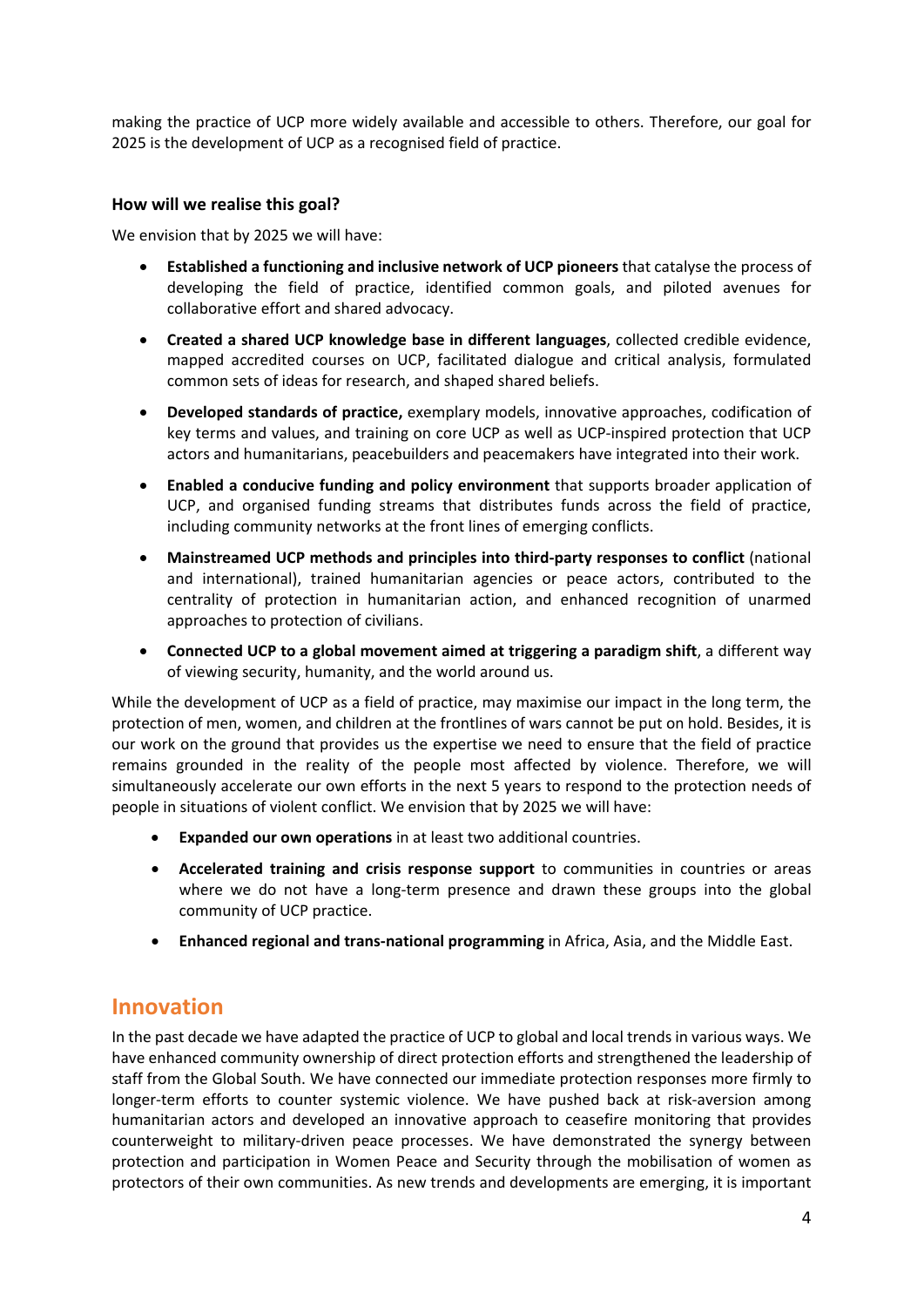making the practice of UCP more widely available and accessible to others. Therefore, our goal for 2025 is the development of UCP as a recognised field of practice.

### How will we realise this goal?

We envision that by 2025 we will have:

- **Established a functioning and inclusive network of UCP pioneers** that catalyse the process of developing the field of practice, identified common goals, and piloted avenues for collaborative effort and shared advocacy.
- **Created a shared UCP knowledge base in different languages**, collected credible evidence, mapped accredited courses on UCP, facilitated dialogue and critical analysis, formulated common sets of ideas for research, and shaped shared beliefs.
- **Developed standards of practice,** exemplary models, innovative approaches, codification of key terms and values, and training on core UCP as well as UCP-inspired protection that UCP actors and humanitarians, peacebuilders and peacemakers have integrated into their work.
- **Enabled a conducive funding and policy environment** that supports broader application of UCP, and organised funding streams that distributes funds across the field of practice, including community networks at the front lines of emerging conflicts.
- **Mainstreamed UCP methods and principles into third-party responses to conflict** (national and international), trained humanitarian agencies or peace actors, contributed to the centrality of protection in humanitarian action, and enhanced recognition of unarmed approaches to protection of civilians.
- **Connected UCP to a global movement aimed at triggering a paradigm shift**, a different way of viewing security, humanity, and the world around us.

While the development of UCP as a field of practice, may maximise our impact in the long term, the protection of men, women, and children at the frontlines of wars cannot be put on hold. Besides, it is our work on the ground that provides us the expertise we need to ensure that the field of practice remains grounded in the reality of the people most affected by violence. Therefore, we will simultaneously accelerate our own efforts in the next 5 years to respond to the protection needs of people in situations of violent conflict. We envision that by 2025 we will have:

- **Expanded our own operations** in at least two additional countries.
- **Accelerated training and crisis response support** to communities in countries or areas where we do not have a long-term presence and drawn these groups into the global community of UCP practice.
- **Enhanced regional and trans-national programming** in Africa, Asia, and the Middle East.

## Innovation

In the past decade we have adapted the practice of UCP to global and local trends in various ways. We have enhanced community ownership of direct protection efforts and strengthened the leadership of staff from the Global South. We have connected our immediate protection responses more firmly to longer-term efforts to counter systemic violence. We have pushed back at risk-aversion among humanitarian actors and developed an innovative approach to ceasefire monitoring that provides counterweight to military-driven peace processes. We have demonstrated the synergy between protection and participation in Women Peace and Security through the mobilisation of women as protectors of their own communities. As new trends and developments are emerging, it is important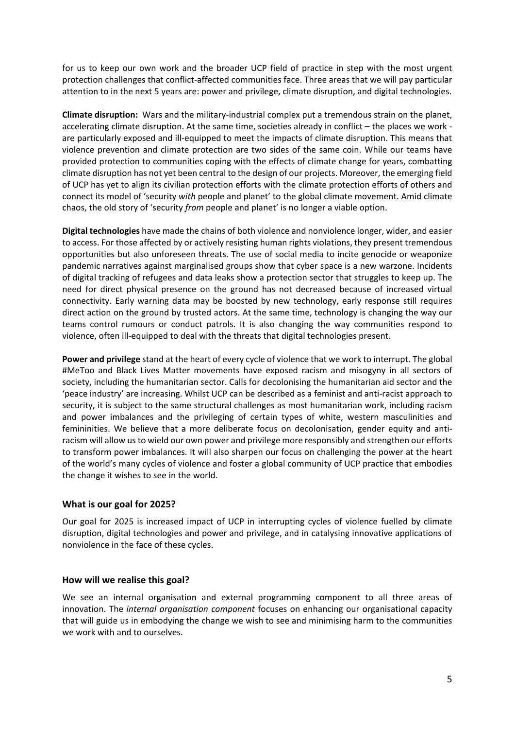for us to keep our own work and the broader UCP field of practice in step with the most urgent protection challenges that conflict-affected communities face. Three areas that we will pay particular attention to in the next 5 years are: power and privilege, climate disruption, and digital technologies.

**Climate disruption:** Wars and the military-industrial complex put a tremendous strain on the planet, accelerating climate disruption. At the same time, societies already in conflict – the places we work - are particularly exposed and ill-equipped to meet the impacts of climate disruption. This means that violence prevention and climate protection are two sides of the same coin. While our teams have provided protection to communities coping with the effects of climate change for years, combatting climate disruption has not yet been central to the design of our projects. Moreover, the emerging field of UCP has yet to align its civilian protection efforts with the climate protection efforts of others and connect its model of 'security *with* people and planet' to the global climate movement. Amid climate chaos, the old story of 'security *from* people and planet' is no longer a viable option.

**Digital technologies** have made the chains of both violence and nonviolence longer, wider, and easier to access. For those affected by or actively resisting human rights violations, they present tremendous opportunities but also unforeseen threats. The use of social media to incite genocide or weaponize pandemic narratives against marginalised groups show that cyber space is a new warzone. Incidents of digital tracking of refugees and data leaks show a protection sector that struggles to keep up. The need for direct physical presence on the ground has not decreased because of increased virtual connectivity. Early warning data may be boosted by new technology, early response still requires direct action on the ground by trusted actors. At the same time, technology is changing the way our teams control rumours or conduct patrols. It is also changing the way communities respond to violence, often ill-equipped to deal with the threats that digital technologies present.

**Power and privilege** stand at the heart of every cycle of violence that we work to interrupt. The global #MeToo and Black Lives Matter movements have exposed racism and misogyny in all sectors of society, including the humanitarian sector. Calls for decolonising the humanitarian aid sector and the 'peace industry' are increasing. Whilst UCP can be described as a feminist and anti-racist approach to security, it is subject to the same structural challenges as most humanitarian work, including racism and power imbalances and the privileging of certain types of white, western masculinities and femininities. We believe that a more deliberate focus on decolonisation, gender equity and anti-racism will allow us to wield our own power and privilege more responsibly and strengthen our efforts to transform power imbalances. It will also sharpen our focus on challenging the power at the heart of the world's many cycles of violence and foster a global community of UCP practice that embodies the change it wishes to see in the world.

## What is our goal for 2025?

Our goal for 2025 is increased impact of UCP in interrupting cycles of violence fuelled by climate disruption, digital technologies and power and privilege, and in catalysing innovative applications of nonviolence in the face of these cycles.

## How will we realise this goal?

We see an internal organisation and external programming component to all three areas of innovation. The *internal organisation component* focuses on enhancing our organisational capacity that will guide us in embodying the change we wish to see and minimising harm to the communities we work with and to ourselves.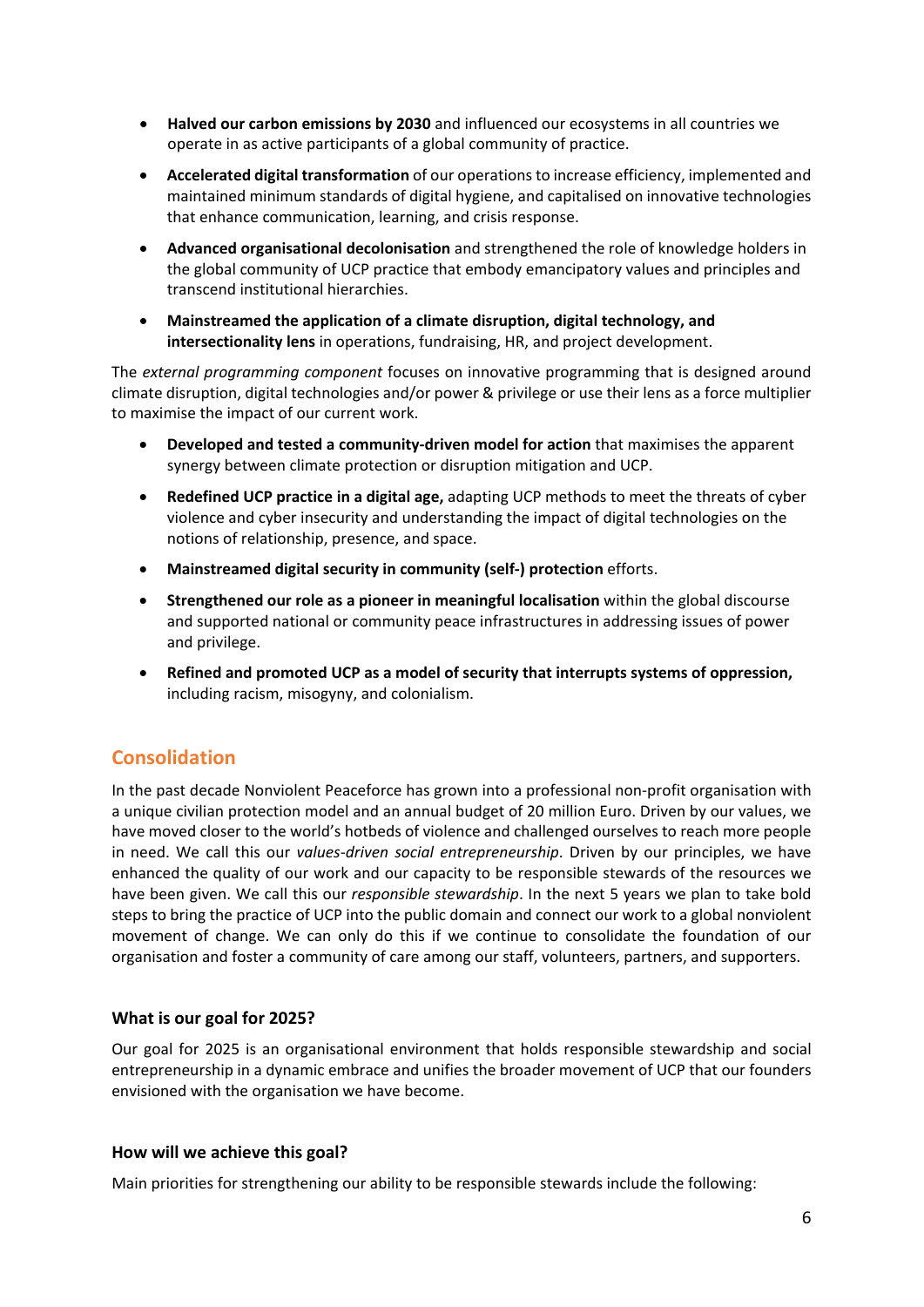- **Halved our carbon emissions by 2030** and influenced our ecosystems in all countries we operate in as active participants of a global community of practice.
- **Accelerated digital transformation** of our operations to increase efficiency, implemented and maintained minimum standards of digital hygiene, and capitalised on innovative technologies that enhance communication, learning, and crisis response.
- **Advanced organisational decolonisation** and strengthened the role of knowledge holders in the global community of UCP practice that embody emancipatory values and principles and transcend institutional hierarchies.
- **Mainstreamed the application of a climate disruption, digital technology, and intersectionality lens** in operations, fundraising, HR, and project development.

The *external programming component* focuses on innovative programming that is designed around climate disruption, digital technologies and/or power & privilege or use their lens as a force multiplier to maximise the impact of our current work.

- **Developed and tested a community-driven model for action** that maximises the apparent synergy between climate protection or disruption mitigation and UCP.
- **Redefined UCP practice in a digital age,** adapting UCP methods to meet the threats of cyber violence and cyber insecurity and understanding the impact of digital technologies on the notions of relationship, presence, and space.
- **Mainstreamed digital security in community (self-) protection** efforts.
- **Strengthened our role as a pioneer in meaningful localisation** within the global discourse and supported national or community peace infrastructures in addressing issues of power and privilege.
- **Refined and promoted UCP as a model of security that interrupts systems of oppression,** including racism, misogyny, and colonialism.

## Consolidation

In the past decade Nonviolent Peaceforce has grown into a professional non-profit organisation with a unique civilian protection model and an annual budget of 20 million Euro. Driven by our values, we have moved closer to the world's hotbeds of violence and challenged ourselves to reach more people in need. We call this our *values-driven social entrepreneurship*. Driven by our principles, we have enhanced the quality of our work and our capacity to be responsible stewards of the resources we have been given. We call this our *responsible stewardship*. In the next 5 years we plan to take bold steps to bring the practice of UCP into the public domain and connect our work to a global nonviolent movement of change. We can only do this if we continue to consolidate the foundation of our organisation and foster a community of care among our staff, volunteers, partners, and supporters.

### What is our goal for 2025?

Our goal for 2025 is an organisational environment that holds responsible stewardship and social entrepreneurship in a dynamic embrace and unifies the broader movement of UCP that our founders envisioned with the organisation we have become.

### How will we achieve this goal?

Main priorities for strengthening our ability to be responsible stewards include the following: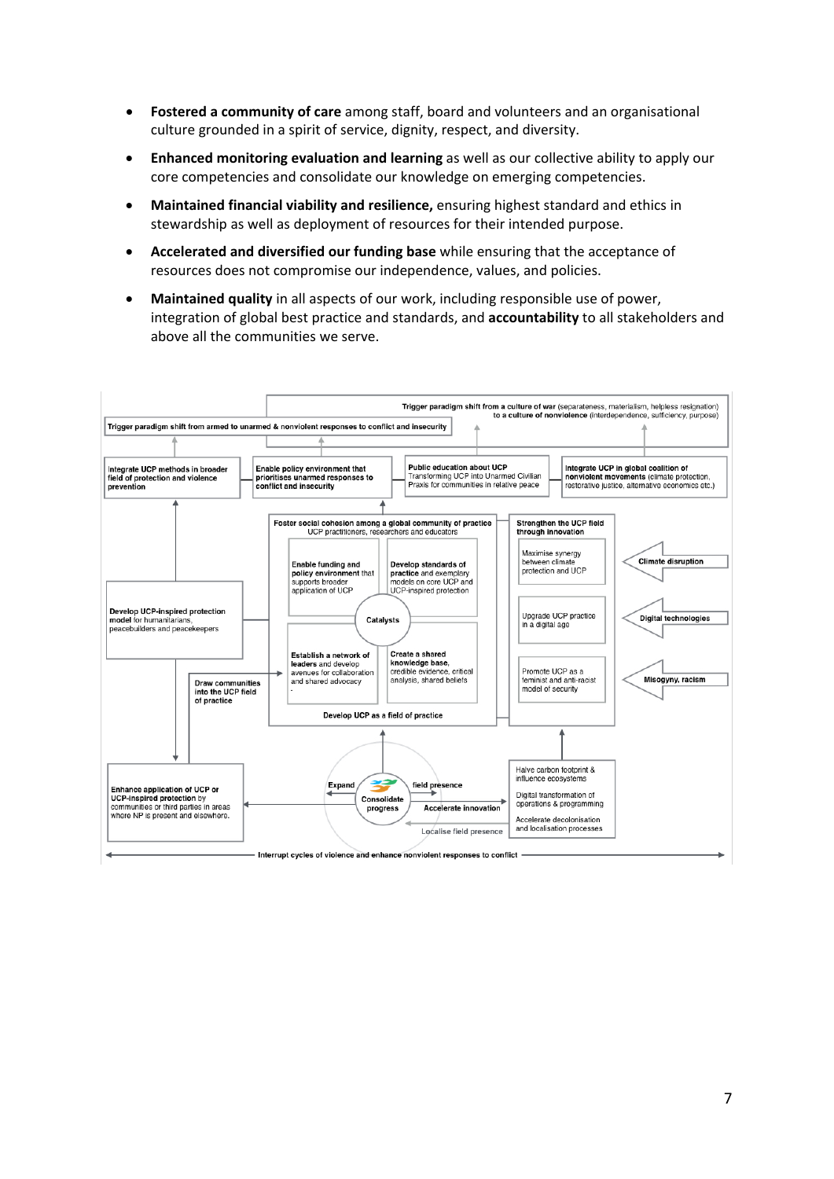- **Fostered a community of care** among staff, board and volunteers and an organisational culture grounded in a spirit of service, dignity, respect, and diversity.
- **Enhanced monitoring evaluation and learning** as well as our collective ability to apply our core competencies and consolidate our knowledge on emerging competencies.
- **Maintained financial viability and resilience,** ensuring highest standard and ethics in stewardship as well as deployment of resources for their intended purpose.
- **Accelerated and diversified our funding base** while ensuring that the acceptance of resources does not compromise our independence, values, and policies.
- **Maintained quality** in all aspects of our work, including responsible use of power, integration of global best practice and standards, and **accountability** to all stakeholders and above all the communities we serve.

Trigger paradigm shift from a culture of war (separateness, materialism, helpless resignation) to a culture of nonviolence (interdependence, sufficiency, purpose)

Trigger paradigm shift from armed to unarmed & nonviolent responses to conflict and insecurity

Integrate UCP methods in broader field of protection and violence prevention

Enable policy environment that prioritises unarmed responses to conflict and insecurity

Public education about UCP
Transforming UCP into Unarmed Civilian Praxis for communities in relative peace

Integrate UCP in global coalition of nonviolent movements (climate protection, restorative justice, alternative economics etc.)

Foster social cohesion among a global community of practice
UCP practitioners, researchers and educators

Enable funding and policy environment that supports broader application of UCP

Develop standards of practice and exemplary models on core UCP and UCP-inspired protection

Catalysts

Establish a network of leaders and develop avenues for collaboration and shared advocacy

Create a shared knowledge base, credible evidence, critical analysis, shared beliefs

Develop UCP as a field of practice

Strengthen the UCP field through innovation

Maximise synergy between climate protection and UCP

Upgrade UCP practice in a digital age

Promote UCP as a feminist and anti-racist model of security

Climate disruption

Digital technologies

Misogyny, racism

Develop UCP-inspired protection model for humanitarians, peacebuilders and peacekeepers

Draw communities into the UCP field of practice

Enhance application of UCP or UCP-inspired protection by communities or third parties in areas where NP is present and elsewhere.

Expand field presence

Consolidate progress

Accelerate innovation

Localise field presence

Halve carbon footprint & influence ecosystems

Digital transformation of operations & programming

Accelerate decolonisation and localisation processes

Interrupt cycles of violence and enhance nonviolent responses to conflict